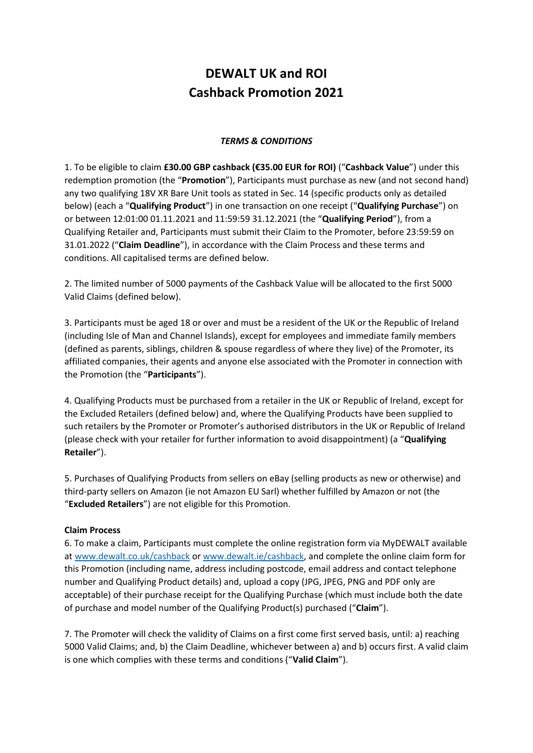# DEWALT UK and ROI
# Cashback Promotion 2021

***TERMS & CONDITIONS***

1. To be eligible to claim **£30.00 GBP cashback (€35.00 EUR for ROI)** ("**Cashback Value**") under this redemption promotion (the "**Promotion**"), Participants must purchase as new (and not second hand) any two qualifying 18V XR Bare Unit tools as stated in Sec. 14 (specific products only as detailed below) (each a "**Qualifying Product**") in one transaction on one receipt ("**Qualifying Purchase**") on or between 12:01:00 01.11.2021 and 11:59:59 31.12.2021 (the "**Qualifying Period**"), from a Qualifying Retailer and, Participants must submit their Claim to the Promoter, before 23:59:59 on 31.01.2022 ("**Claim Deadline**"), in accordance with the Claim Process and these terms and conditions. All capitalised terms are defined below.

2. The limited number of 5000 payments of the Cashback Value will be allocated to the first 5000 Valid Claims (defined below).

3. Participants must be aged 18 or over and must be a resident of the UK or the Republic of Ireland (including Isle of Man and Channel Islands), except for employees and immediate family members (defined as parents, siblings, children & spouse regardless of where they live) of the Promoter, its affiliated companies, their agents and anyone else associated with the Promoter in connection with the Promotion (the "**Participants**").

4. Qualifying Products must be purchased from a retailer in the UK or Republic of Ireland, except for the Excluded Retailers (defined below) and, where the Qualifying Products have been supplied to such retailers by the Promoter or Promoter's authorised distributors in the UK or Republic of Ireland (please check with your retailer for further information to avoid disappointment) (a "**Qualifying Retailer**").

5. Purchases of Qualifying Products from sellers on eBay (selling products as new or otherwise) and third-party sellers on Amazon (ie not Amazon EU Sarl) whether fulfilled by Amazon or not (the "**Excluded Retailers**") are not eligible for this Promotion.

**Claim Process**

6. To make a claim, Participants must complete the online registration form via MyDEWALT available at www.dewalt.co.uk/cashback or www.dewalt.ie/cashback, and complete the online claim form for this Promotion (including name, address including postcode, email address and contact telephone number and Qualifying Product details) and, upload a copy (JPG, JPEG, PNG and PDF only are acceptable) of their purchase receipt for the Qualifying Purchase (which must include both the date of purchase and model number of the Qualifying Product(s) purchased ("**Claim**").

7. The Promoter will check the validity of Claims on a first come first served basis, until: a) reaching 5000 Valid Claims; and, b) the Claim Deadline, whichever between a) and b) occurs first. A valid claim is one which complies with these terms and conditions ("**Valid Claim**").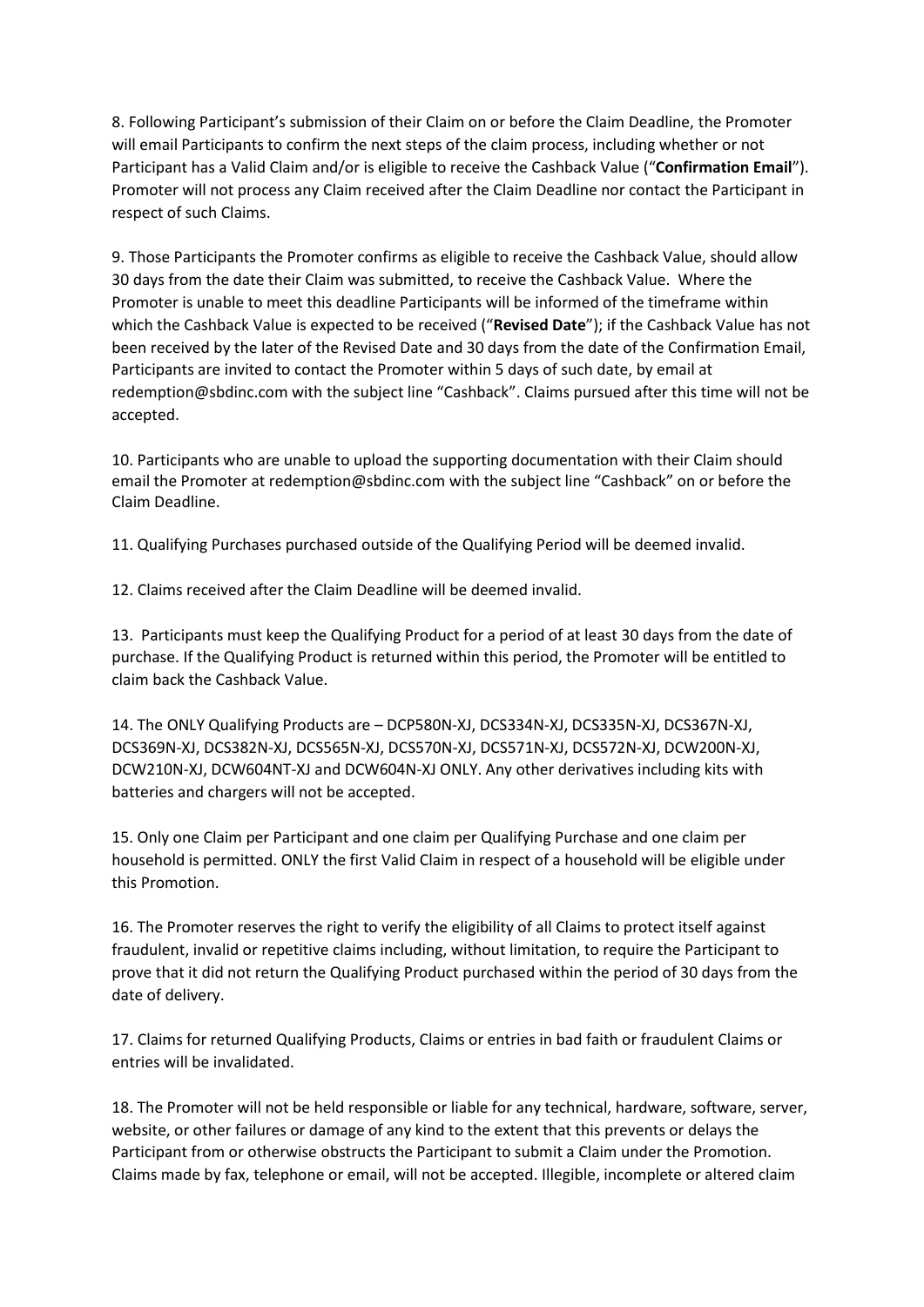8. Following Participant's submission of their Claim on or before the Claim Deadline, the Promoter will email Participants to confirm the next steps of the claim process, including whether or not Participant has a Valid Claim and/or is eligible to receive the Cashback Value ("**Confirmation Email**"). Promoter will not process any Claim received after the Claim Deadline nor contact the Participant in respect of such Claims.

9. Those Participants the Promoter confirms as eligible to receive the Cashback Value, should allow 30 days from the date their Claim was submitted, to receive the Cashback Value. Where the Promoter is unable to meet this deadline Participants will be informed of the timeframe within which the Cashback Value is expected to be received ("**Revised Date**"); if the Cashback Value has not been received by the later of the Revised Date and 30 days from the date of the Confirmation Email, Participants are invited to contact the Promoter within 5 days of such date, by email at redemption@sbdinc.com with the subject line "Cashback". Claims pursued after this time will not be accepted.

10. Participants who are unable to upload the supporting documentation with their Claim should email the Promoter at redemption@sbdinc.com with the subject line "Cashback" on or before the Claim Deadline.

11. Qualifying Purchases purchased outside of the Qualifying Period will be deemed invalid.

12. Claims received after the Claim Deadline will be deemed invalid.

13. Participants must keep the Qualifying Product for a period of at least 30 days from the date of purchase. If the Qualifying Product is returned within this period, the Promoter will be entitled to claim back the Cashback Value.

14. The ONLY Qualifying Products are – DCP580N-XJ, DCS334N-XJ, DCS335N-XJ, DCS367N-XJ, DCS369N-XJ, DCS382N-XJ, DCS565N-XJ, DCS570N-XJ, DCS571N-XJ, DCS572N-XJ, DCW200N-XJ, DCW210N-XJ, DCW604NT-XJ and DCW604N-XJ ONLY. Any other derivatives including kits with batteries and chargers will not be accepted.

15. Only one Claim per Participant and one claim per Qualifying Purchase and one claim per household is permitted. ONLY the first Valid Claim in respect of a household will be eligible under this Promotion.

16. The Promoter reserves the right to verify the eligibility of all Claims to protect itself against fraudulent, invalid or repetitive claims including, without limitation, to require the Participant to prove that it did not return the Qualifying Product purchased within the period of 30 days from the date of delivery.

17. Claims for returned Qualifying Products, Claims or entries in bad faith or fraudulent Claims or entries will be invalidated.

18. The Promoter will not be held responsible or liable for any technical, hardware, software, server, website, or other failures or damage of any kind to the extent that this prevents or delays the Participant from or otherwise obstructs the Participant to submit a Claim under the Promotion. Claims made by fax, telephone or email, will not be accepted. Illegible, incomplete or altered claim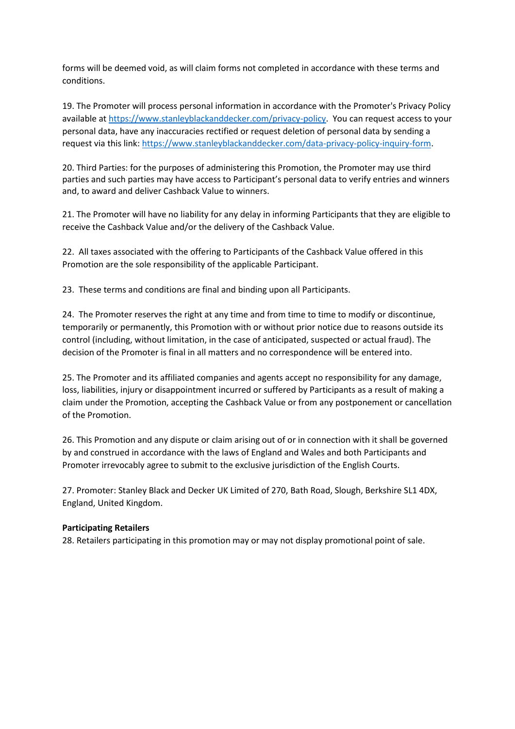forms will be deemed void, as will claim forms not completed in accordance with these terms and conditions.

19. The Promoter will process personal information in accordance with the Promoter's Privacy Policy available at https://www.stanleyblackanddecker.com/privacy-policy. You can request access to your personal data, have any inaccuracies rectified or request deletion of personal data by sending a request via this link: https://www.stanleyblackanddecker.com/data-privacy-policy-inquiry-form.

20. Third Parties: for the purposes of administering this Promotion, the Promoter may use third parties and such parties may have access to Participant's personal data to verify entries and winners and, to award and deliver Cashback Value to winners.

21. The Promoter will have no liability for any delay in informing Participants that they are eligible to receive the Cashback Value and/or the delivery of the Cashback Value.

22. All taxes associated with the offering to Participants of the Cashback Value offered in this Promotion are the sole responsibility of the applicable Participant.

23. These terms and conditions are final and binding upon all Participants.

24. The Promoter reserves the right at any time and from time to time to modify or discontinue, temporarily or permanently, this Promotion with or without prior notice due to reasons outside its control (including, without limitation, in the case of anticipated, suspected or actual fraud). The decision of the Promoter is final in all matters and no correspondence will be entered into.

25. The Promoter and its affiliated companies and agents accept no responsibility for any damage, loss, liabilities, injury or disappointment incurred or suffered by Participants as a result of making a claim under the Promotion, accepting the Cashback Value or from any postponement or cancellation of the Promotion.

26. This Promotion and any dispute or claim arising out of or in connection with it shall be governed by and construed in accordance with the laws of England and Wales and both Participants and Promoter irrevocably agree to submit to the exclusive jurisdiction of the English Courts.

27. Promoter: Stanley Black and Decker UK Limited of 270, Bath Road, Slough, Berkshire SL1 4DX, England, United Kingdom.

**Participating Retailers**

28. Retailers participating in this promotion may or may not display promotional point of sale.